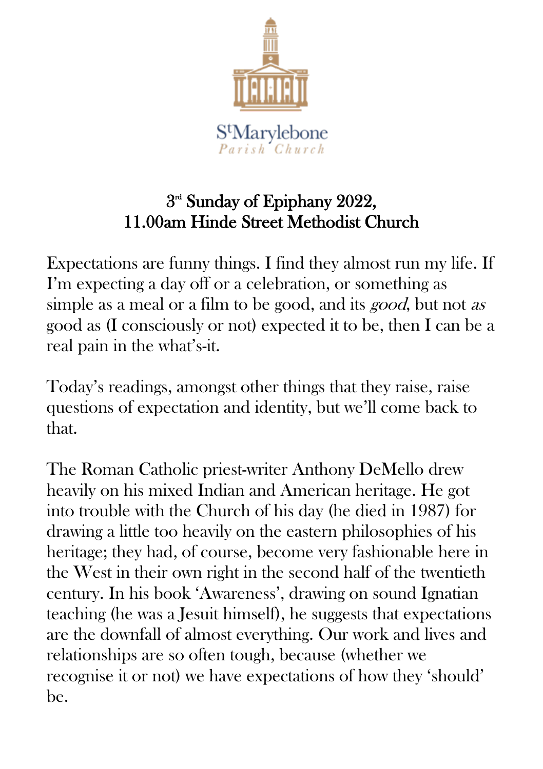St Marylebone Parish Church

# 3rd Sunday of Epiphany 2022, 11.00am Hinde Street Methodist Church

Expectations are funny things. I find they almost run my life. If I'm expecting a day off or a celebration, or something as simple as a meal or a film to be good, and its *good*, but not *as* good as (I consciously or not) expected it to be, then I can be a real pain in the what's-it.

Today's readings, amongst other things that they raise, raise questions of expectation and identity, but we'll come back to that.

The Roman Catholic priest-writer Anthony DeMello drew heavily on his mixed Indian and American heritage. He got into trouble with the Church of his day (he died in 1987) for drawing a little too heavily on the eastern philosophies of his heritage; they had, of course, become very fashionable here in the West in their own right in the second half of the twentieth century. In his book 'Awareness', drawing on sound Ignatian teaching (he was a Jesuit himself), he suggests that expectations are the downfall of almost everything. Our work and lives and relationships are so often tough, because (whether we recognise it or not) we have expectations of how they 'should' be.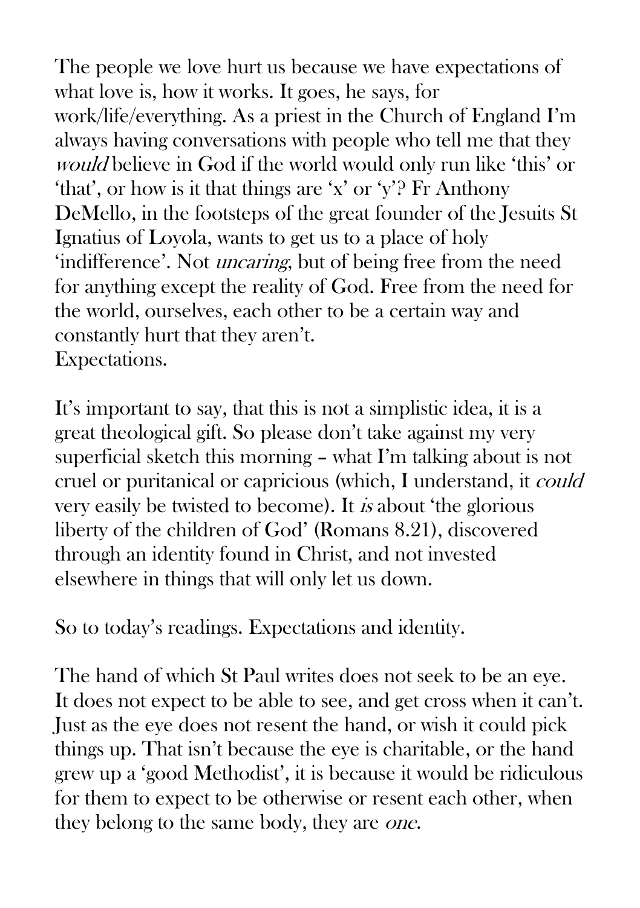The people we love hurt us because we have expectations of what love is, how it works. It goes, he says, for work/life/everything. As a priest in the Church of England I'm always having conversations with people who tell me that they *would* believe in God if the world would only run like 'this' or 'that', or how is it that things are 'x' or 'y'? Fr Anthony DeMello, in the footsteps of the great founder of the Jesuits St Ignatius of Loyola, wants to get us to a place of holy 'indifference'. Not *uncaring*, but of being free from the need for anything except the reality of God. Free from the need for the world, ourselves, each other to be a certain way and constantly hurt that they aren't.
Expectations.

It's important to say, that this is not a simplistic idea, it is a great theological gift. So please don't take against my very superficial sketch this morning – what I'm talking about is not cruel or puritanical or capricious (which, I understand, it *could* very easily be twisted to become). It *is* about 'the glorious liberty of the children of God' (Romans 8.21), discovered through an identity found in Christ, and not invested elsewhere in things that will only let us down.

So to today's readings. Expectations and identity.

The hand of which St Paul writes does not seek to be an eye. It does not expect to be able to see, and get cross when it can't. Just as the eye does not resent the hand, or wish it could pick things up. That isn't because the eye is charitable, or the hand grew up a 'good Methodist', it is because it would be ridiculous for them to expect to be otherwise or resent each other, when they belong to the same body, they are *one*.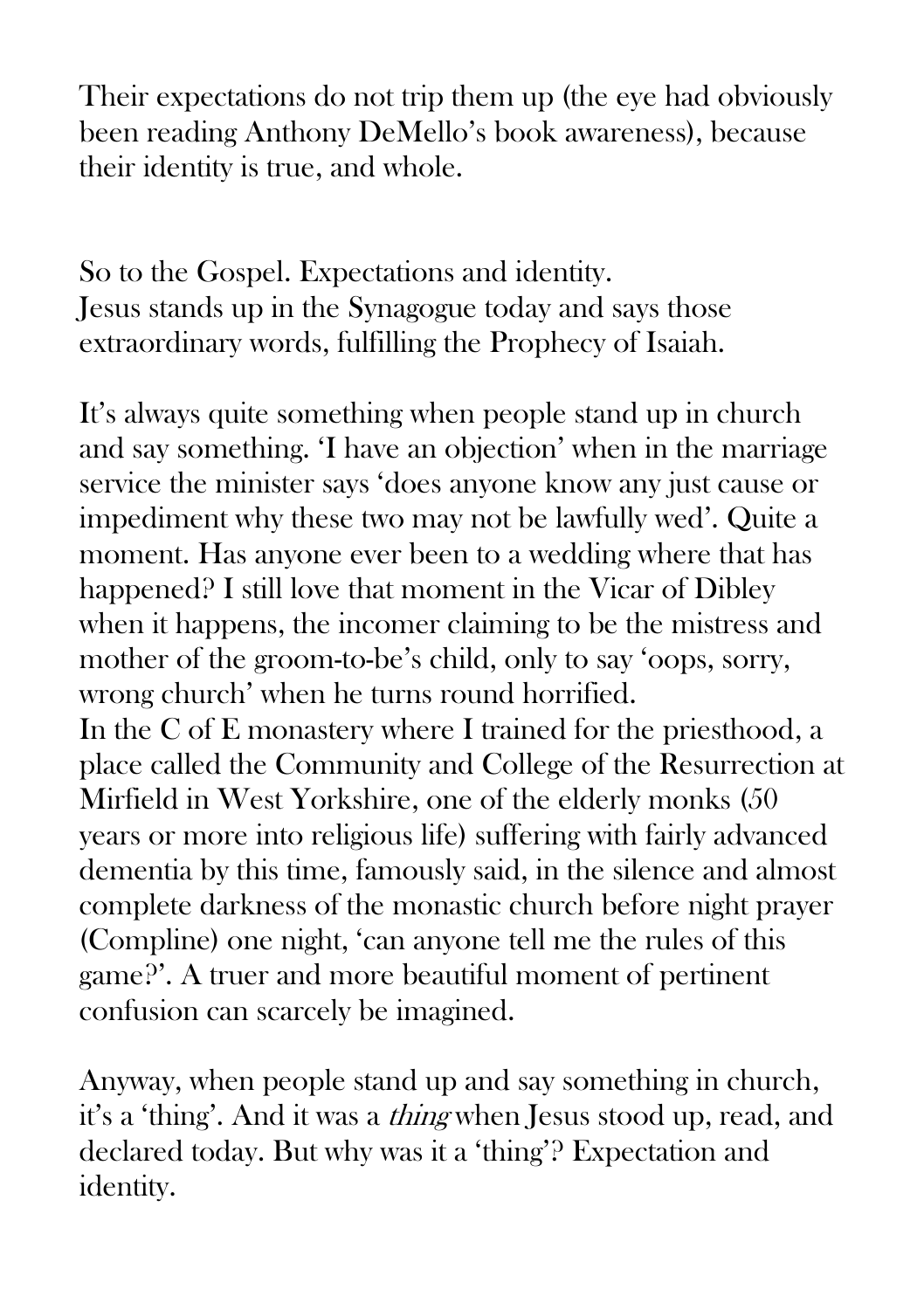Their expectations do not trip them up (the eye had obviously been reading Anthony DeMello's book awareness), because their identity is true, and whole.

So to the Gospel. Expectations and identity.
Jesus stands up in the Synagogue today and says those extraordinary words, fulfilling the Prophecy of Isaiah.

It's always quite something when people stand up in church and say something. 'I have an objection' when in the marriage service the minister says 'does anyone know any just cause or impediment why these two may not be lawfully wed'. Quite a moment. Has anyone ever been to a wedding where that has happened? I still love that moment in the Vicar of Dibley when it happens, the incomer claiming to be the mistress and mother of the groom-to-be's child, only to say 'oops, sorry, wrong church' when he turns round horrified.
In the C of E monastery where I trained for the priesthood, a place called the Community and College of the Resurrection at Mirfield in West Yorkshire, one of the elderly monks (50 years or more into religious life) suffering with fairly advanced dementia by this time, famously said, in the silence and almost complete darkness of the monastic church before night prayer (Compline) one night, 'can anyone tell me the rules of this game?'. A truer and more beautiful moment of pertinent confusion can scarcely be imagined.

Anyway, when people stand up and say something in church, it's a 'thing'. And it was a *thing* when Jesus stood up, read, and declared today. But why was it a 'thing'? Expectation and identity.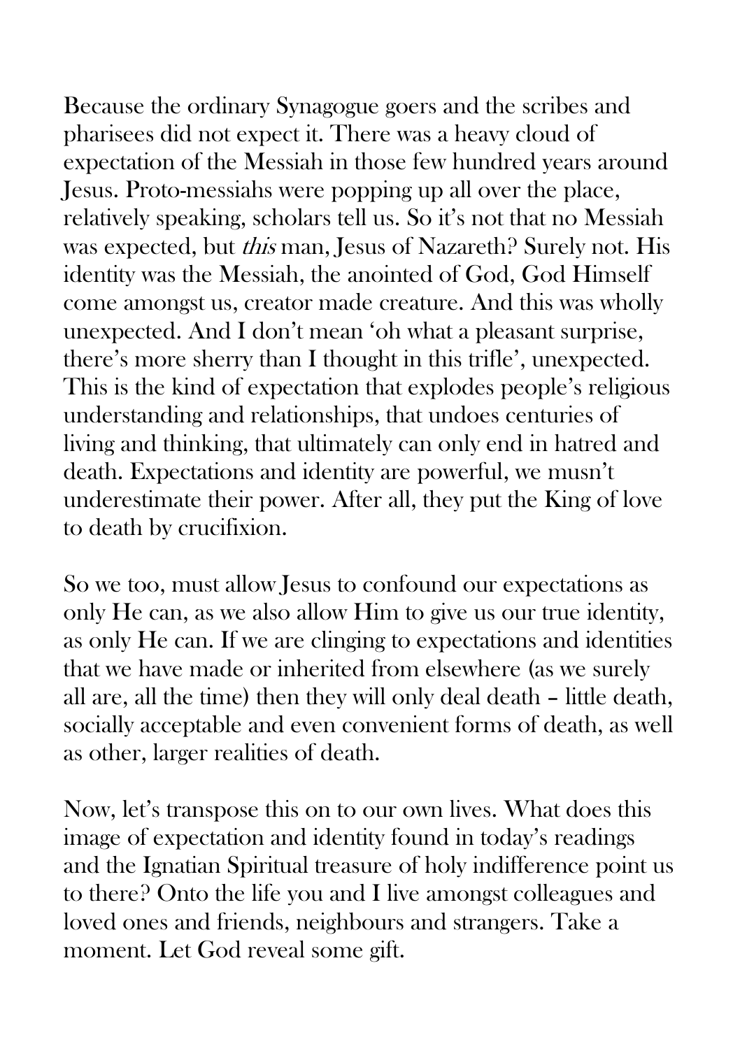Because the ordinary Synagogue goers and the scribes and pharisees did not expect it. There was a heavy cloud of expectation of the Messiah in those few hundred years around Jesus. Proto-messiahs were popping up all over the place, relatively speaking, scholars tell us. So it's not that no Messiah was expected, but *this* man, Jesus of Nazareth? Surely not. His identity was the Messiah, the anointed of God, God Himself come amongst us, creator made creature. And this was wholly unexpected. And I don't mean 'oh what a pleasant surprise, there's more sherry than I thought in this trifle', unexpected. This is the kind of expectation that explodes people's religious understanding and relationships, that undoes centuries of living and thinking, that ultimately can only end in hatred and death. Expectations and identity are powerful, we musn't underestimate their power. After all, they put the King of love to death by crucifixion.

So we too, must allow Jesus to confound our expectations as only He can, as we also allow Him to give us our true identity, as only He can. If we are clinging to expectations and identities that we have made or inherited from elsewhere (as we surely all are, all the time) then they will only deal death – little death, socially acceptable and even convenient forms of death, as well as other, larger realities of death.

Now, let's transpose this on to our own lives. What does this image of expectation and identity found in today's readings and the Ignatian Spiritual treasure of holy indifference point us to there? Onto the life you and I live amongst colleagues and loved ones and friends, neighbours and strangers. Take a moment. Let God reveal some gift.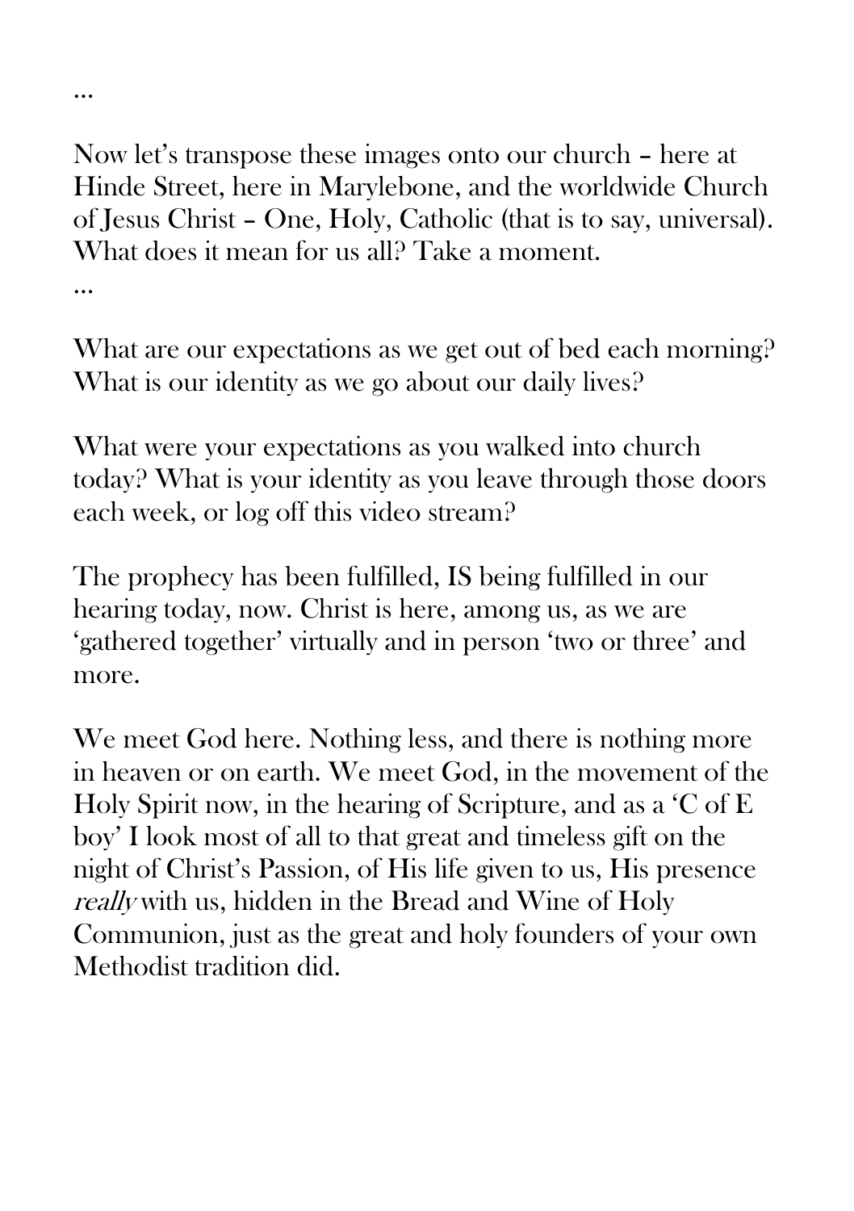…

Now let's transpose these images onto our church – here at Hinde Street, here in Marylebone, and the worldwide Church of Jesus Christ – One, Holy, Catholic (that is to say, universal). What does it mean for us all? Take a moment.

…

What are our expectations as we get out of bed each morning? What is our identity as we go about our daily lives?

What were your expectations as you walked into church today? What is your identity as you leave through those doors each week, or log off this video stream?

The prophecy has been fulfilled, IS being fulfilled in our hearing today, now. Christ is here, among us, as we are 'gathered together' virtually and in person 'two or three' and more.

We meet God here. Nothing less, and there is nothing more in heaven or on earth. We meet God, in the movement of the Holy Spirit now, in the hearing of Scripture, and as a 'C of E boy' I look most of all to that great and timeless gift on the night of Christ's Passion, of His life given to us, His presence *really* with us, hidden in the Bread and Wine of Holy Communion, just as the great and holy founders of your own Methodist tradition did.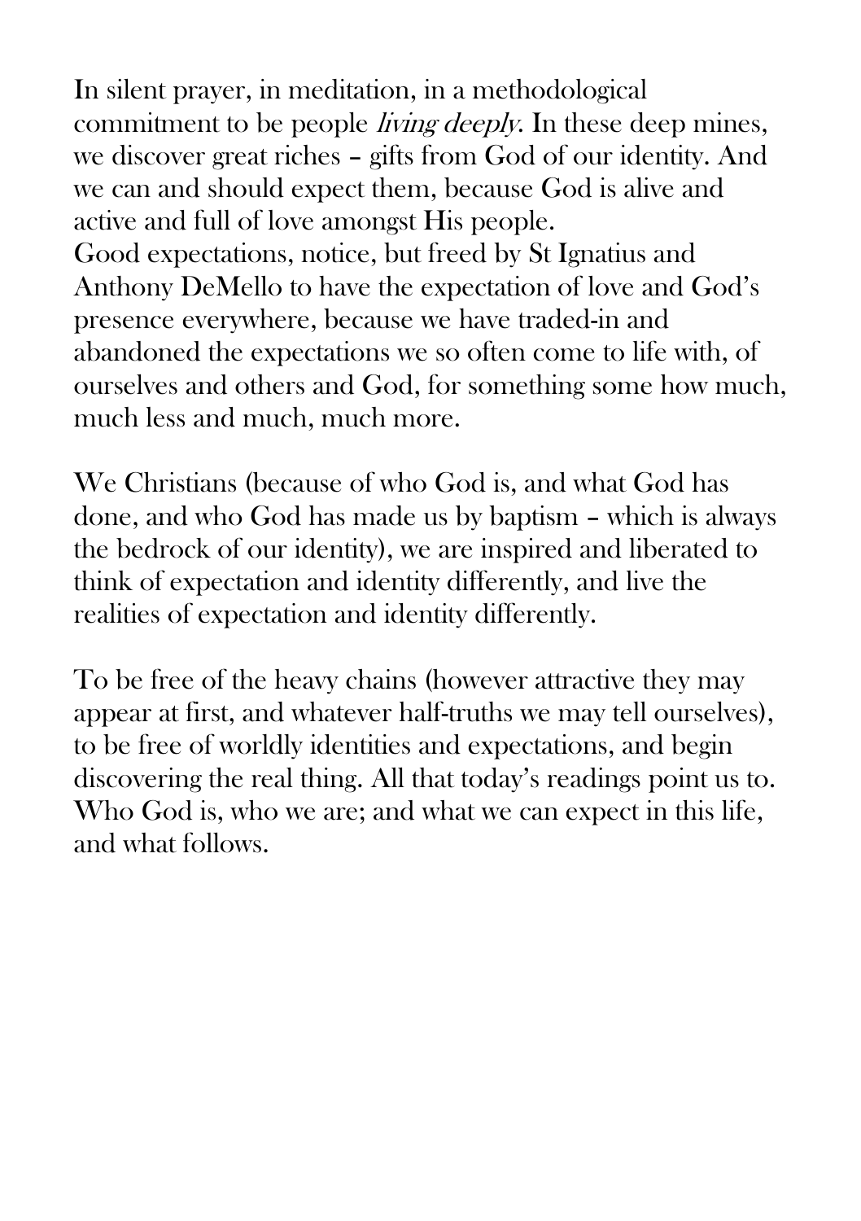In silent prayer, in meditation, in a methodological commitment to be people *living deeply*. In these deep mines, we discover great riches – gifts from God of our identity. And we can and should expect them, because God is alive and active and full of love amongst His people.
Good expectations, notice, but freed by St Ignatius and Anthony DeMello to have the expectation of love and God's presence everywhere, because we have traded-in and abandoned the expectations we so often come to life with, of ourselves and others and God, for something some how much, much less and much, much more.

We Christians (because of who God is, and what God has done, and who God has made us by baptism – which is always the bedrock of our identity), we are inspired and liberated to think of expectation and identity differently, and live the realities of expectation and identity differently.

To be free of the heavy chains (however attractive they may appear at first, and whatever half-truths we may tell ourselves), to be free of worldly identities and expectations, and begin discovering the real thing. All that today's readings point us to. Who God is, who we are; and what we can expect in this life, and what follows.